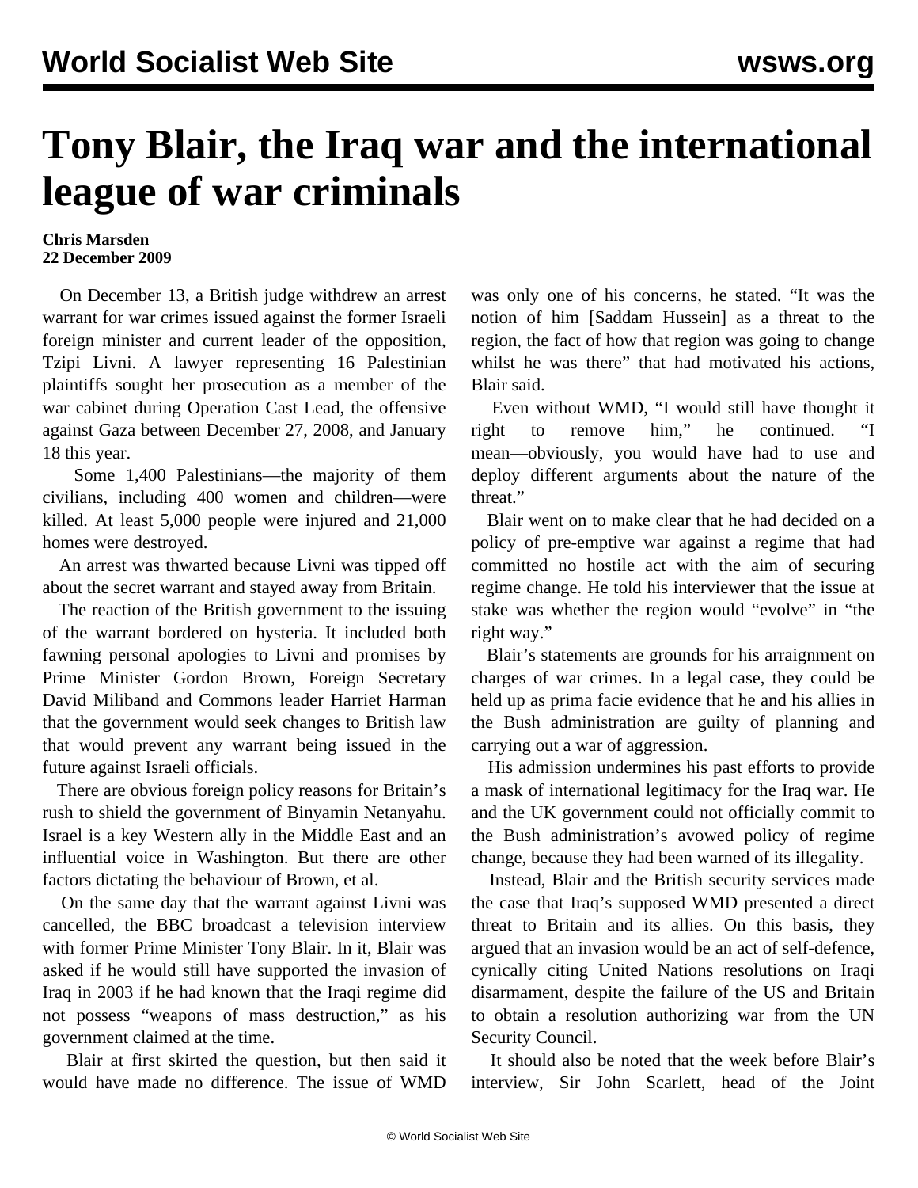# Tony Blair, the Iraq war and the international league of war criminals

**Chris Marsden**
**22 December 2009**

On December 13, a British judge withdrew an arrest warrant for war crimes issued against the former Israeli foreign minister and current leader of the opposition, Tzipi Livni. A lawyer representing 16 Palestinian plaintiffs sought her prosecution as a member of the war cabinet during Operation Cast Lead, the offensive against Gaza between December 27, 2008, and January 18 this year.

Some 1,400 Palestinians—the majority of them civilians, including 400 women and children—were killed. At least 5,000 people were injured and 21,000 homes were destroyed.

An arrest was thwarted because Livni was tipped off about the secret warrant and stayed away from Britain.

The reaction of the British government to the issuing of the warrant bordered on hysteria. It included both fawning personal apologies to Livni and promises by Prime Minister Gordon Brown, Foreign Secretary David Miliband and Commons leader Harriet Harman that the government would seek changes to British law that would prevent any warrant being issued in the future against Israeli officials.

There are obvious foreign policy reasons for Britain's rush to shield the government of Binyamin Netanyahu. Israel is a key Western ally in the Middle East and an influential voice in Washington. But there are other factors dictating the behaviour of Brown, et al.

On the same day that the warrant against Livni was cancelled, the BBC broadcast a television interview with former Prime Minister Tony Blair. In it, Blair was asked if he would still have supported the invasion of Iraq in 2003 if he had known that the Iraqi regime did not possess "weapons of mass destruction," as his government claimed at the time.

Blair at first skirted the question, but then said it would have made no difference. The issue of WMD was only one of his concerns, he stated. "It was the notion of him [Saddam Hussein] as a threat to the region, the fact of how that region was going to change whilst he was there" that had motivated his actions, Blair said.

Even without WMD, "I would still have thought it right to remove him," he continued. "I mean—obviously, you would have had to use and deploy different arguments about the nature of the threat."

Blair went on to make clear that he had decided on a policy of pre-emptive war against a regime that had committed no hostile act with the aim of securing regime change. He told his interviewer that the issue at stake was whether the region would "evolve" in "the right way."

Blair's statements are grounds for his arraignment on charges of war crimes. In a legal case, they could be held up as prima facie evidence that he and his allies in the Bush administration are guilty of planning and carrying out a war of aggression.

His admission undermines his past efforts to provide a mask of international legitimacy for the Iraq war. He and the UK government could not officially commit to the Bush administration's avowed policy of regime change, because they had been warned of its illegality.

Instead, Blair and the British security services made the case that Iraq's supposed WMD presented a direct threat to Britain and its allies. On this basis, they argued that an invasion would be an act of self-defence, cynically citing United Nations resolutions on Iraqi disarmament, despite the failure of the US and Britain to obtain a resolution authorizing war from the UN Security Council.

It should also be noted that the week before Blair's interview, Sir John Scarlett, head of the Joint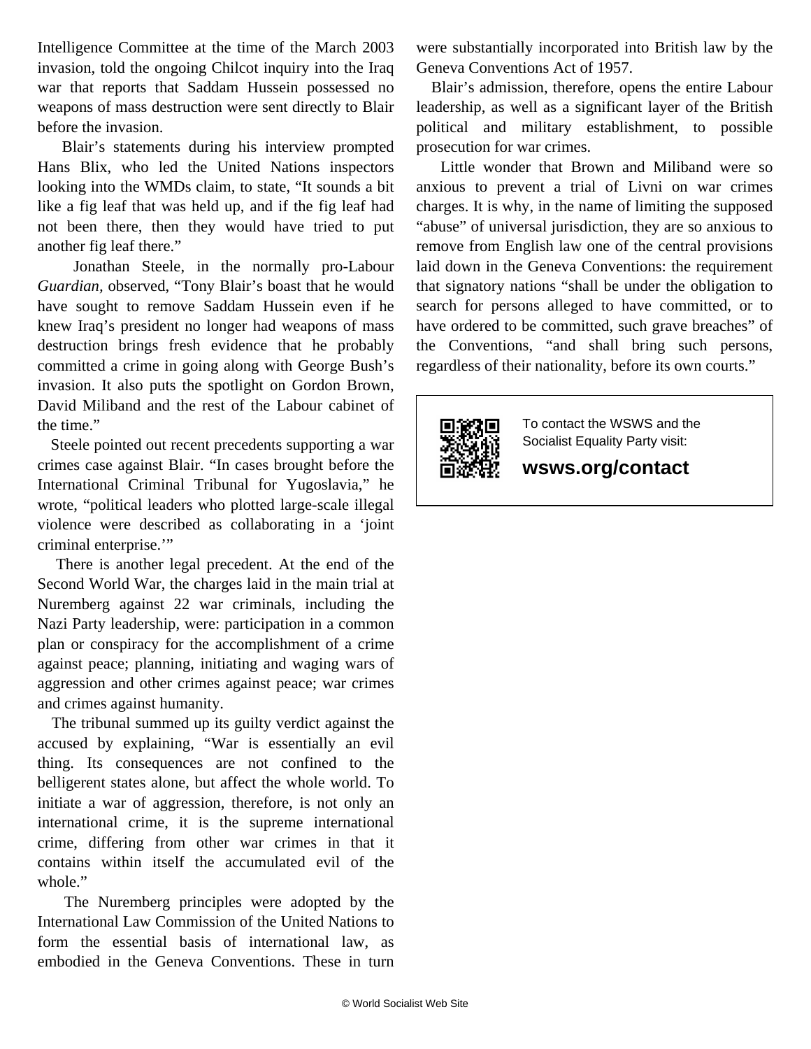Intelligence Committee at the time of the March 2003 invasion, told the ongoing Chilcot inquiry into the Iraq war that reports that Saddam Hussein possessed no weapons of mass destruction were sent directly to Blair before the invasion.

Blair's statements during his interview prompted Hans Blix, who led the United Nations inspectors looking into the WMDs claim, to state, "It sounds a bit like a fig leaf that was held up, and if the fig leaf had not been there, then they would have tried to put another fig leaf there."

Jonathan Steele, in the normally pro-Labour *Guardian,* observed, "Tony Blair's boast that he would have sought to remove Saddam Hussein even if he knew Iraq's president no longer had weapons of mass destruction brings fresh evidence that he probably committed a crime in going along with George Bush's invasion. It also puts the spotlight on Gordon Brown, David Miliband and the rest of the Labour cabinet of the time."

Steele pointed out recent precedents supporting a war crimes case against Blair. "In cases brought before the International Criminal Tribunal for Yugoslavia," he wrote, "political leaders who plotted large-scale illegal violence were described as collaborating in a 'joint criminal enterprise.'"

There is another legal precedent. At the end of the Second World War, the charges laid in the main trial at Nuremberg against 22 war criminals, including the Nazi Party leadership, were: participation in a common plan or conspiracy for the accomplishment of a crime against peace; planning, initiating and waging wars of aggression and other crimes against peace; war crimes and crimes against humanity.

The tribunal summed up its guilty verdict against the accused by explaining, "War is essentially an evil thing. Its consequences are not confined to the belligerent states alone, but affect the whole world. To initiate a war of aggression, therefore, is not only an international crime, it is the supreme international crime, differing from other war crimes in that it contains within itself the accumulated evil of the whole."

The Nuremberg principles were adopted by the International Law Commission of the United Nations to form the essential basis of international law, as embodied in the Geneva Conventions. These in turn were substantially incorporated into British law by the Geneva Conventions Act of 1957.

Blair's admission, therefore, opens the entire Labour leadership, as well as a significant layer of the British political and military establishment, to possible prosecution for war crimes.

Little wonder that Brown and Miliband were so anxious to prevent a trial of Livni on war crimes charges. It is why, in the name of limiting the supposed "abuse" of universal jurisdiction, they are so anxious to remove from English law one of the central provisions laid down in the Geneva Conventions: the requirement that signatory nations "shall be under the obligation to search for persons alleged to have committed, or to have ordered to be committed, such grave breaches" of the Conventions, "and shall bring such persons, regardless of their nationality, before its own courts."

To contact the WSWS and the Socialist Equality Party visit:

**wsws.org/contact**